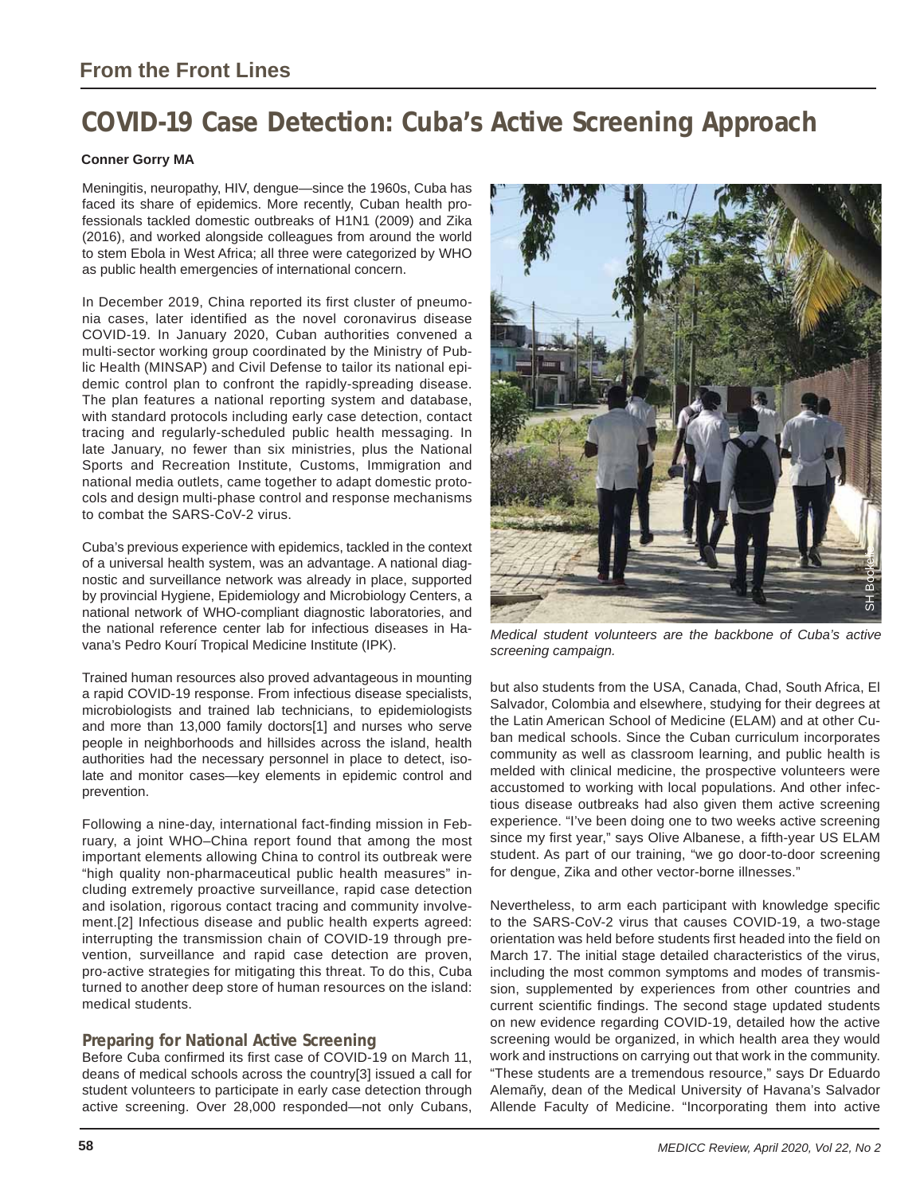From the Front Lines

# COVID-19 Case Detection: Cuba's Active Screening Approach

**Conner Gorry MA**

Meningitis, neuropathy, HIV, dengue—since the 1960s, Cuba has faced its share of epidemics. More recently, Cuban health professionals tackled domestic outbreaks of H1N1 (2009) and Zika (2016), and worked alongside colleagues from around the world to stem Ebola in West Africa; all three were categorized by WHO as public health emergencies of international concern.

In December 2019, China reported its first cluster of pneumonia cases, later identified as the novel coronavirus disease COVID-19. In January 2020, Cuban authorities convened a multi-sector working group coordinated by the Ministry of Public Health (MINSAP) and Civil Defense to tailor its national epidemic control plan to confront the rapidly-spreading disease. The plan features a national reporting system and database, with standard protocols including early case detection, contact tracing and regularly-scheduled public health messaging. In late January, no fewer than six ministries, plus the National Sports and Recreation Institute, Customs, Immigration and national media outlets, came together to adapt domestic protocols and design multi-phase control and response mechanisms to combat the SARS-CoV-2 virus.

Cuba's previous experience with epidemics, tackled in the context of a universal health system, was an advantage. A national diagnostic and surveillance network was already in place, supported by provincial Hygiene, Epidemiology and Microbiology Centers, a national network of WHO-compliant diagnostic laboratories, and the national reference center lab for infectious diseases in Havana's Pedro Kourí Tropical Medicine Institute (IPK).

Trained human resources also proved advantageous in mounting a rapid COVID-19 response. From infectious disease specialists, microbiologists and trained lab technicians, to epidemiologists and more than 13,000 family doctors[1] and nurses who serve people in neighborhoods and hillsides across the island, health authorities had the necessary personnel in place to detect, isolate and monitor cases—key elements in epidemic control and prevention.

Following a nine-day, international fact-finding mission in February, a joint WHO–China report found that among the most important elements allowing China to control its outbreak were "high quality non-pharmaceutical public health measures" including extremely proactive surveillance, rapid case detection and isolation, rigorous contact tracing and community involvement.[2] Infectious disease and public health experts agreed: interrupting the transmission chain of COVID-19 through prevention, surveillance and rapid case detection are proven, pro-active strategies for mitigating this threat. To do this, Cuba turned to another deep store of human resources on the island: medical students.

*Medical student volunteers are the backbone of Cuba's active screening campaign.*

## Preparing for National Active Screening

Before Cuba confirmed its first case of COVID-19 on March 11, deans of medical schools across the country[3] issued a call for student volunteers to participate in early case detection through active screening. Over 28,000 responded—not only Cubans, but also students from the USA, Canada, Chad, South Africa, El Salvador, Colombia and elsewhere, studying for their degrees at the Latin American School of Medicine (ELAM) and at other Cuban medical schools. Since the Cuban curriculum incorporates community as well as classroom learning, and public health is melded with clinical medicine, the prospective volunteers were accustomed to working with local populations. And other infectious disease outbreaks had also given them active screening experience. "I've been doing one to two weeks active screening since my first year," says Olive Albanese, a fifth-year US ELAM student. As part of our training, "we go door-to-door screening for dengue, Zika and other vector-borne illnesses."

Nevertheless, to arm each participant with knowledge specific to the SARS-CoV-2 virus that causes COVID-19, a two-stage orientation was held before students first headed into the field on March 17. The initial stage detailed characteristics of the virus, including the most common symptoms and modes of transmission, supplemented by experiences from other countries and current scientific findings. The second stage updated students on new evidence regarding COVID-19, detailed how the active screening would be organized, in which health area they would work and instructions on carrying out that work in the community. "These students are a tremendous resource," says Dr Eduardo Alemañy, dean of the Medical University of Havana's Salvador Allende Faculty of Medicine. "Incorporating them into active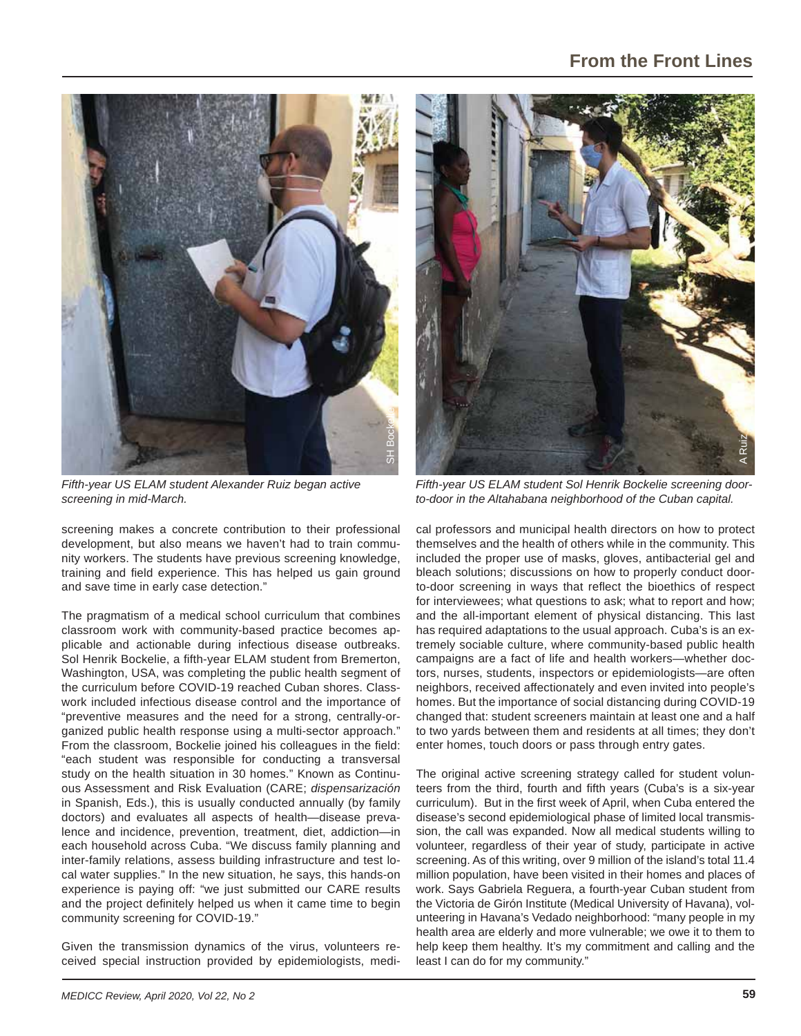*Fifth-year US ELAM student Alexander Ruiz began active screening in mid-March.*

*Fifth-year US ELAM student Sol Henrik Bockelie screening door-to-door in the Altahabana neighborhood of the Cuban capital.*

screening makes a concrete contribution to their professional development, but also means we haven't had to train community workers. The students have previous screening knowledge, training and field experience. This has helped us gain ground and save time in early case detection."

The pragmatism of a medical school curriculum that combines classroom work with community-based practice becomes applicable and actionable during infectious disease outbreaks. Sol Henrik Bockelie, a fifth-year ELAM student from Bremerton, Washington, USA, was completing the public health segment of the curriculum before COVID-19 reached Cuban shores. Classwork included infectious disease control and the importance of "preventive measures and the need for a strong, centrally-organized public health response using a multi-sector approach." From the classroom, Bockelie joined his colleagues in the field: "each student was responsible for conducting a transversal study on the health situation in 30 homes." Known as Continuous Assessment and Risk Evaluation (CARE; *dispensarización* in Spanish, Eds.), this is usually conducted annually (by family doctors) and evaluates all aspects of health—disease prevalence and incidence, prevention, treatment, diet, addiction—in each household across Cuba. "We discuss family planning and inter-family relations, assess building infrastructure and test local water supplies." In the new situation, he says, this hands-on experience is paying off: "we just submitted our CARE results and the project definitely helped us when it came time to begin community screening for COVID-19."

Given the transmission dynamics of the virus, volunteers received special instruction provided by epidemiologists, medical professors and municipal health directors on how to protect themselves and the health of others while in the community. This included the proper use of masks, gloves, antibacterial gel and bleach solutions; discussions on how to properly conduct door-to-door screening in ways that reflect the bioethics of respect for interviewees; what questions to ask; what to report and how; and the all-important element of physical distancing. This last has required adaptations to the usual approach. Cuba's is an extremely sociable culture, where community-based public health campaigns are a fact of life and health workers—whether doctors, nurses, students, inspectors or epidemiologists—are often neighbors, received affectionately and even invited into people's homes. But the importance of social distancing during COVID-19 changed that: student screeners maintain at least one and a half to two yards between them and residents at all times; they don't enter homes, touch doors or pass through entry gates.

The original active screening strategy called for student volunteers from the third, fourth and fifth years (Cuba's is a six-year curriculum). But in the first week of April, when Cuba entered the disease's second epidemiological phase of limited local transmission, the call was expanded. Now all medical students willing to volunteer, regardless of their year of study, participate in active screening. As of this writing, over 9 million of the island's total 11.4 million population, have been visited in their homes and places of work. Says Gabriela Reguera, a fourth-year Cuban student from the Victoria de Girón Institute (Medical University of Havana), volunteering in Havana's Vedado neighborhood: "many people in my health area are elderly and more vulnerable; we owe it to them to help keep them healthy. It's my commitment and calling and the least I can do for my community."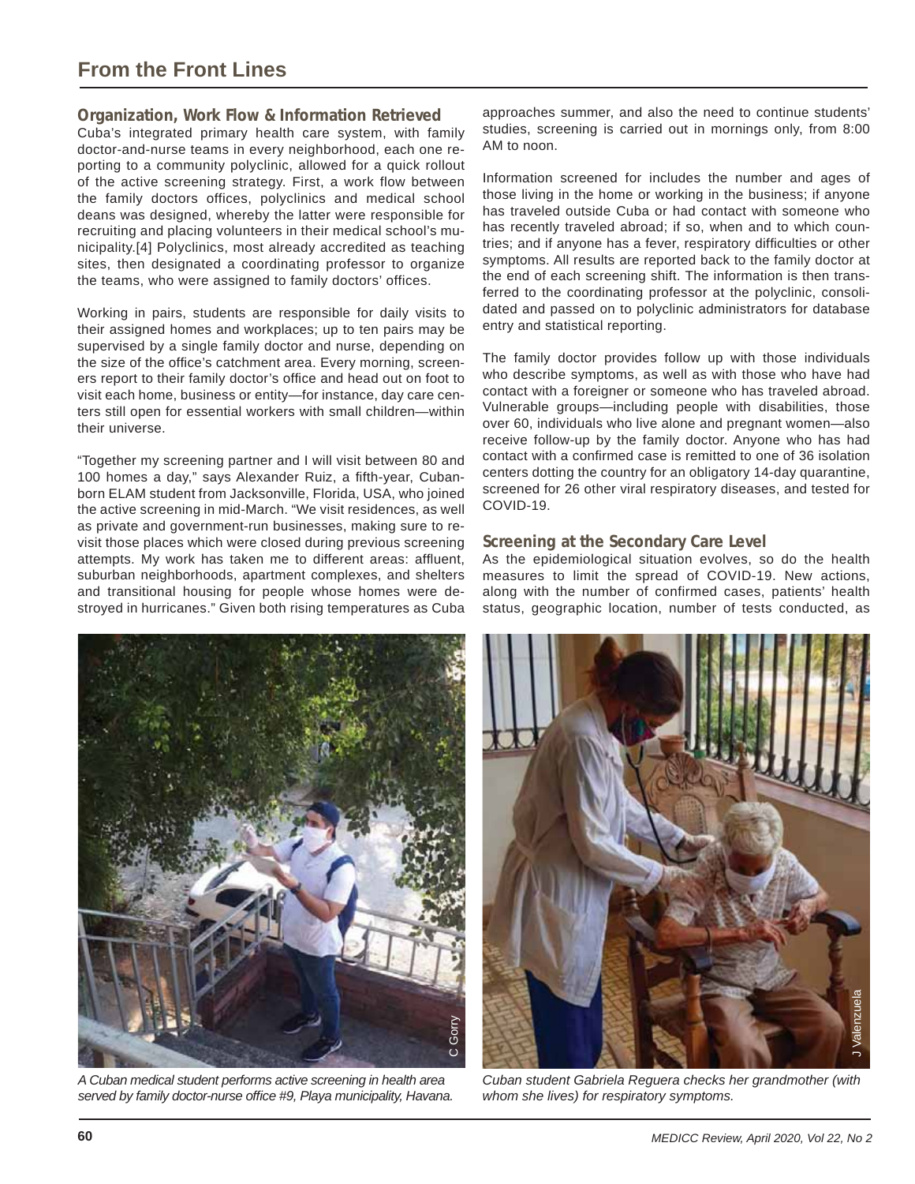## From the Front Lines

### Organization, Work Flow & Information Retrieved

Cuba's integrated primary health care system, with family doctor-and-nurse teams in every neighborhood, each one reporting to a community polyclinic, allowed for a quick rollout of the active screening strategy. First, a work flow between the family doctors offices, polyclinics and medical school deans was designed, whereby the latter were responsible for recruiting and placing volunteers in their medical school's municipality.[4] Polyclinics, most already accredited as teaching sites, then designated a coordinating professor to organize the teams, who were assigned to family doctors' offices.

Working in pairs, students are responsible for daily visits to their assigned homes and workplaces; up to ten pairs may be supervised by a single family doctor and nurse, depending on the size of the office's catchment area. Every morning, screeners report to their family doctor's office and head out on foot to visit each home, business or entity—for instance, day care centers still open for essential workers with small children—within their universe.

"Together my screening partner and I will visit between 80 and 100 homes a day," says Alexander Ruiz, a fifth-year, Cuban-born ELAM student from Jacksonville, Florida, USA, who joined the active screening in mid-March. "We visit residences, as well as private and government-run businesses, making sure to revisit those places which were closed during previous screening attempts. My work has taken me to different areas: affluent, suburban neighborhoods, apartment complexes, and shelters and transitional housing for people whose homes were destroyed in hurricanes." Given both rising temperatures as Cuba approaches summer, and also the need to continue students' studies, screening is carried out in mornings only, from 8:00 AM to noon.

Information screened for includes the number and ages of those living in the home or working in the business; if anyone has traveled outside Cuba or had contact with someone who has recently traveled abroad; if so, when and to which countries; and if anyone has a fever, respiratory difficulties or other symptoms. All results are reported back to the family doctor at the end of each screening shift. The information is then transferred to the coordinating professor at the polyclinic, consolidated and passed on to polyclinic administrators for database entry and statistical reporting.

The family doctor provides follow up with those individuals who describe symptoms, as well as with those who have had contact with a foreigner or someone who has traveled abroad. Vulnerable groups—including people with disabilities, those over 60, individuals who live alone and pregnant women—also receive follow-up by the family doctor. Anyone who has had contact with a confirmed case is remitted to one of 36 isolation centers dotting the country for an obligatory 14-day quarantine, screened for 26 other viral respiratory diseases, and tested for COVID-19.

### Screening at the Secondary Care Level

As the epidemiological situation evolves, so do the health measures to limit the spread of COVID-19. New actions, along with the number of confirmed cases, patients' health status, geographic location, number of tests conducted, as

*A Cuban medical student performs active screening in health area served by family doctor-nurse office #9, Playa municipality, Havana.*

*Cuban student Gabriela Reguera checks her grandmother (with whom she lives) for respiratory symptoms.*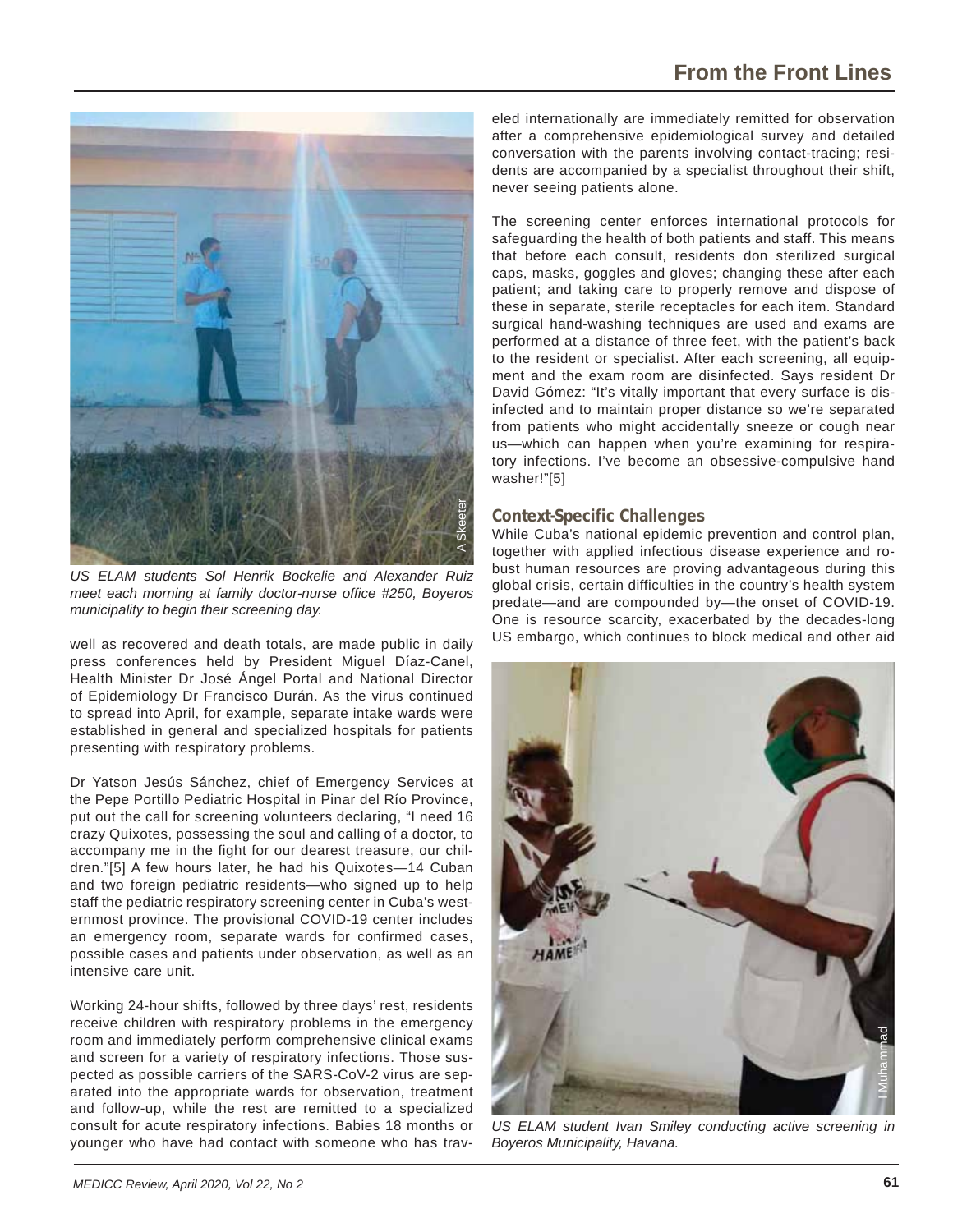US ELAM students Sol Henrik Bockelie and Alexander Ruiz meet each morning at family doctor-nurse office #250, Boyeros municipality to begin their screening day.

well as recovered and death totals, are made public in daily press conferences held by President Miguel Díaz-Canel, Health Minister Dr José Ángel Portal and National Director of Epidemiology Dr Francisco Durán. As the virus continued to spread into April, for example, separate intake wards were established in general and specialized hospitals for patients presenting with respiratory problems.

Dr Yatson Jesús Sánchez, chief of Emergency Services at the Pepe Portillo Pediatric Hospital in Pinar del Río Province, put out the call for screening volunteers declaring, "I need 16 crazy Quixotes, possessing the soul and calling of a doctor, to accompany me in the fight for our dearest treasure, our children."[5] A few hours later, he had his Quixotes—14 Cuban and two foreign pediatric residents—who signed up to help staff the pediatric respiratory screening center in Cuba's westernmost province. The provisional COVID-19 center includes an emergency room, separate wards for confirmed cases, possible cases and patients under observation, as well as an intensive care unit.

Working 24-hour shifts, followed by three days' rest, residents receive children with respiratory problems in the emergency room and immediately perform comprehensive clinical exams and screen for a variety of respiratory infections. Those suspected as possible carriers of the SARS-CoV-2 virus are separated into the appropriate wards for observation, treatment and follow-up, while the rest are remitted to a specialized consult for acute respiratory infections. Babies 18 months or younger who have had contact with someone who has traveled internationally are immediately remitted for observation after a comprehensive epidemiological survey and detailed conversation with the parents involving contact-tracing; residents are accompanied by a specialist throughout their shift, never seeing patients alone.

The screening center enforces international protocols for safeguarding the health of both patients and staff. This means that before each consult, residents don sterilized surgical caps, masks, goggles and gloves; changing these after each patient; and taking care to properly remove and dispose of these in separate, sterile receptacles for each item. Standard surgical hand-washing techniques are used and exams are performed at a distance of three feet, with the patient's back to the resident or specialist. After each screening, all equipment and the exam room are disinfected. Says resident Dr David Gómez: "It's vitally important that every surface is disinfected and to maintain proper distance so we're separated from patients who might accidentally sneeze or cough near us—which can happen when you're examining for respiratory infections. I've become an obsessive-compulsive hand washer!"[5]

### Context-Specific Challenges

While Cuba's national epidemic prevention and control plan, together with applied infectious disease experience and robust human resources are proving advantageous during this global crisis, certain difficulties in the country's health system predate—and are compounded by—the onset of COVID-19. One is resource scarcity, exacerbated by the decades-long US embargo, which continues to block medical and other aid

US ELAM student Ivan Smiley conducting active screening in Boyeros Municipality, Havana.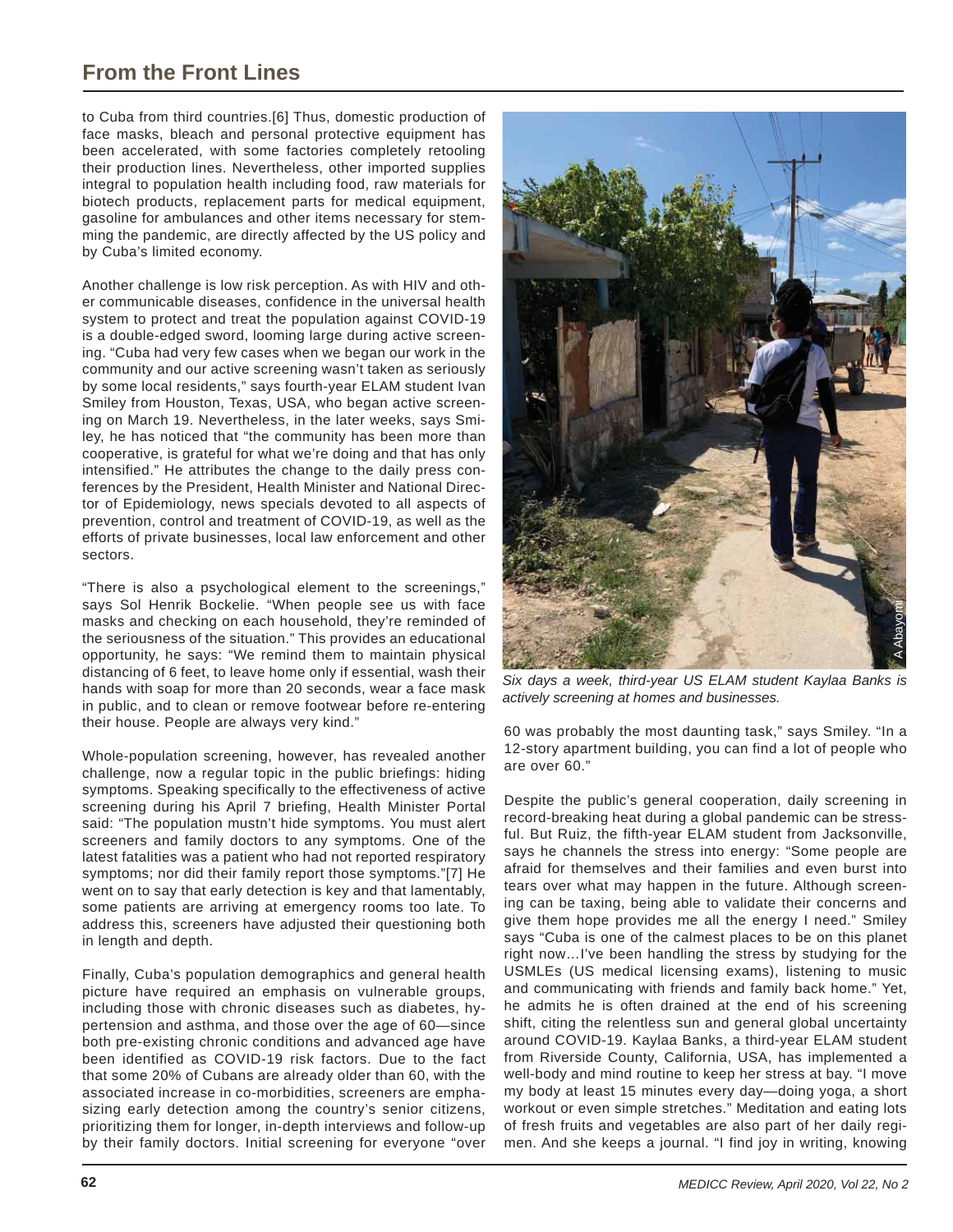to Cuba from third countries.[6] Thus, domestic production of face masks, bleach and personal protective equipment has been accelerated, with some factories completely retooling their production lines. Nevertheless, other imported supplies integral to population health including food, raw materials for biotech products, replacement parts for medical equipment, gasoline for ambulances and other items necessary for stemming the pandemic, are directly affected by the US policy and by Cuba's limited economy.

Another challenge is low risk perception. As with HIV and other communicable diseases, confidence in the universal health system to protect and treat the population against COVID-19 is a double-edged sword, looming large during active screening. "Cuba had very few cases when we began our work in the community and our active screening wasn't taken as seriously by some local residents," says fourth-year ELAM student Ivan Smiley from Houston, Texas, USA, who began active screening on March 19. Nevertheless, in the later weeks, says Smiley, he has noticed that "the community has been more than cooperative, is grateful for what we're doing and that has only intensified." He attributes the change to the daily press conferences by the President, Health Minister and National Director of Epidemiology, news specials devoted to all aspects of prevention, control and treatment of COVID-19, as well as the efforts of private businesses, local law enforcement and other sectors.

"There is also a psychological element to the screenings," says Sol Henrik Bockelie. "When people see us with face masks and checking on each household, they're reminded of the seriousness of the situation." This provides an educational opportunity, he says: "We remind them to maintain physical distancing of 6 feet, to leave home only if essential, wash their hands with soap for more than 20 seconds, wear a face mask in public, and to clean or remove footwear before re-entering their house. People are always very kind."

Whole-population screening, however, has revealed another challenge, now a regular topic in the public briefings: hiding symptoms. Speaking specifically to the effectiveness of active screening during his April 7 briefing, Health Minister Portal said: "The population mustn't hide symptoms. You must alert screeners and family doctors to any symptoms. One of the latest fatalities was a patient who had not reported respiratory symptoms; nor did their family report those symptoms."[7] He went on to say that early detection is key and that lamentably, some patients are arriving at emergency rooms too late. To address this, screeners have adjusted their questioning both in length and depth.

Finally, Cuba's population demographics and general health picture have required an emphasis on vulnerable groups, including those with chronic diseases such as diabetes, hypertension and asthma, and those over the age of 60—since both pre-existing chronic conditions and advanced age have been identified as COVID-19 risk factors. Due to the fact that some 20% of Cubans are already older than 60, with the associated increase in co-morbidities, screeners are emphasizing early detection among the country's senior citizens, prioritizing them for longer, in-depth interviews and follow-up by their family doctors. Initial screening for everyone "over 60 was probably the most daunting task," says Smiley. "In a 12-story apartment building, you can find a lot of people who are over 60."

*Six days a week, third-year US ELAM student Kaylaa Banks is actively screening at homes and businesses.*

Despite the public's general cooperation, daily screening in record-breaking heat during a global pandemic can be stressful. But Ruiz, the fifth-year ELAM student from Jacksonville, says he channels the stress into energy: "Some people are afraid for themselves and their families and even burst into tears over what may happen in the future. Although screening can be taxing, being able to validate their concerns and give them hope provides me all the energy I need." Smiley says "Cuba is one of the calmest places to be on this planet right now…I've been handling the stress by studying for the USMLEs (US medical licensing exams), listening to music and communicating with friends and family back home." Yet, he admits he is often drained at the end of his screening shift, citing the relentless sun and general global uncertainty around COVID-19. Kaylaa Banks, a third-year ELAM student from Riverside County, California, USA, has implemented a well-body and mind routine to keep her stress at bay. "I move my body at least 15 minutes every day—doing yoga, a short workout or even simple stretches." Meditation and eating lots of fresh fruits and vegetables are also part of her daily regimen. And she keeps a journal. "I find joy in writing, knowing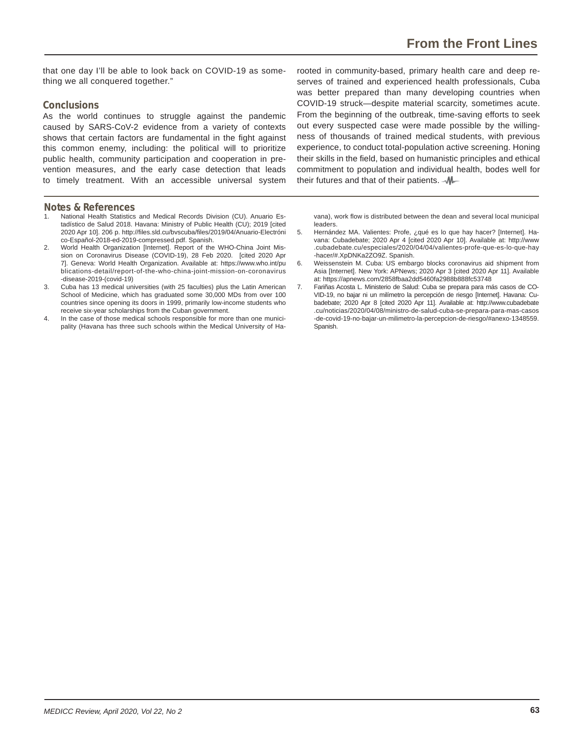that one day I'll be able to look back on COVID-19 as something we all conquered together."

## Conclusions

As the world continues to struggle against the pandemic caused by SARS-CoV-2 evidence from a variety of contexts shows that certain factors are fundamental in the fight against this common enemy, including: the political will to prioritize public health, community participation and cooperation in prevention measures, and the early case detection that leads to timely treatment. With an accessible universal system rooted in community-based, primary health care and deep reserves of trained and experienced health professionals, Cuba was better prepared than many developing countries when COVID-19 struck—despite material scarcity, sometimes acute. From the beginning of the outbreak, time-saving efforts to seek out every suspected case were made possible by the willingness of thousands of trained medical students, with previous experience, to conduct total-population active screening. Honing their skills in the field, based on humanistic principles and ethical commitment to population and individual health, bodes well for their futures and that of their patients.

## Notes & References

1. National Health Statistics and Medical Records Division (CU). Anuario Estadístico de Salud 2018. Havana: Ministry of Public Health (CU); 2019 [cited 2020 Apr 10]. 206 p. http://files.sld.cu/bvscuba/files/2019/04/Anuario-Electrónico-Español-2018-ed-2019-compressed.pdf. Spanish.
2. World Health Organization [Internet]. Report of the WHO-China Joint Mission on Coronavirus Disease (COVID-19), 28 Feb 2020. [cited 2020 Apr 7]. Geneva: World Health Organization. Available at: https://www.who.int/publications-detail/report-of-the-who-china-joint-mission-on-coronavirus-disease-2019-(covid-19)
3. Cuba has 13 medical universities (with 25 faculties) plus the Latin American School of Medicine, which has graduated some 30,000 MDs from over 100 countries since opening its doors in 1999, primarily low-income students who receive six-year scholarships from the Cuban government.
4. In the case of those medical schools responsible for more than one municipality (Havana has three such schools within the Medical University of Havana), work flow is distributed between the dean and several local municipal leaders.
5. Hernández MA. Valientes: Profe, ¿qué es lo que hay hacer? [Internet]. Havana: Cubadebate; 2020 Apr 4 [cited 2020 Apr 10]. Available at: http://www.cubadebate.cu/especiales/2020/04/04/valientes-profe-que-es-lo-que-hay-hacer/#.XpDNKa2ZO9Z. Spanish.
6. Weissenstein M. Cuba: US embargo blocks coronavirus aid shipment from Asia [Internet]. New York: APNews; 2020 Apr 3 [cited 2020 Apr 11]. Available at: https://apnews.com/2858fbaa2dd5460fa2988b888fc53748
7. Fariñas Acosta L. Ministerio de Salud: Cuba se prepara para más casos de COVID-19, no bajar ni un milímetro la percepción de riesgo [Internet]. Havana: Cubadebate; 2020 Apr 8 [cited 2020 Apr 11]. Available at: http://www.cubadebate.cu/noticias/2020/04/08/ministro-de-salud-cuba-se-prepara-para-mas-casos-de-covid-19-no-bajar-un-milimetro-la-percepcion-de-riesgo/#anexo-1348559. Spanish.